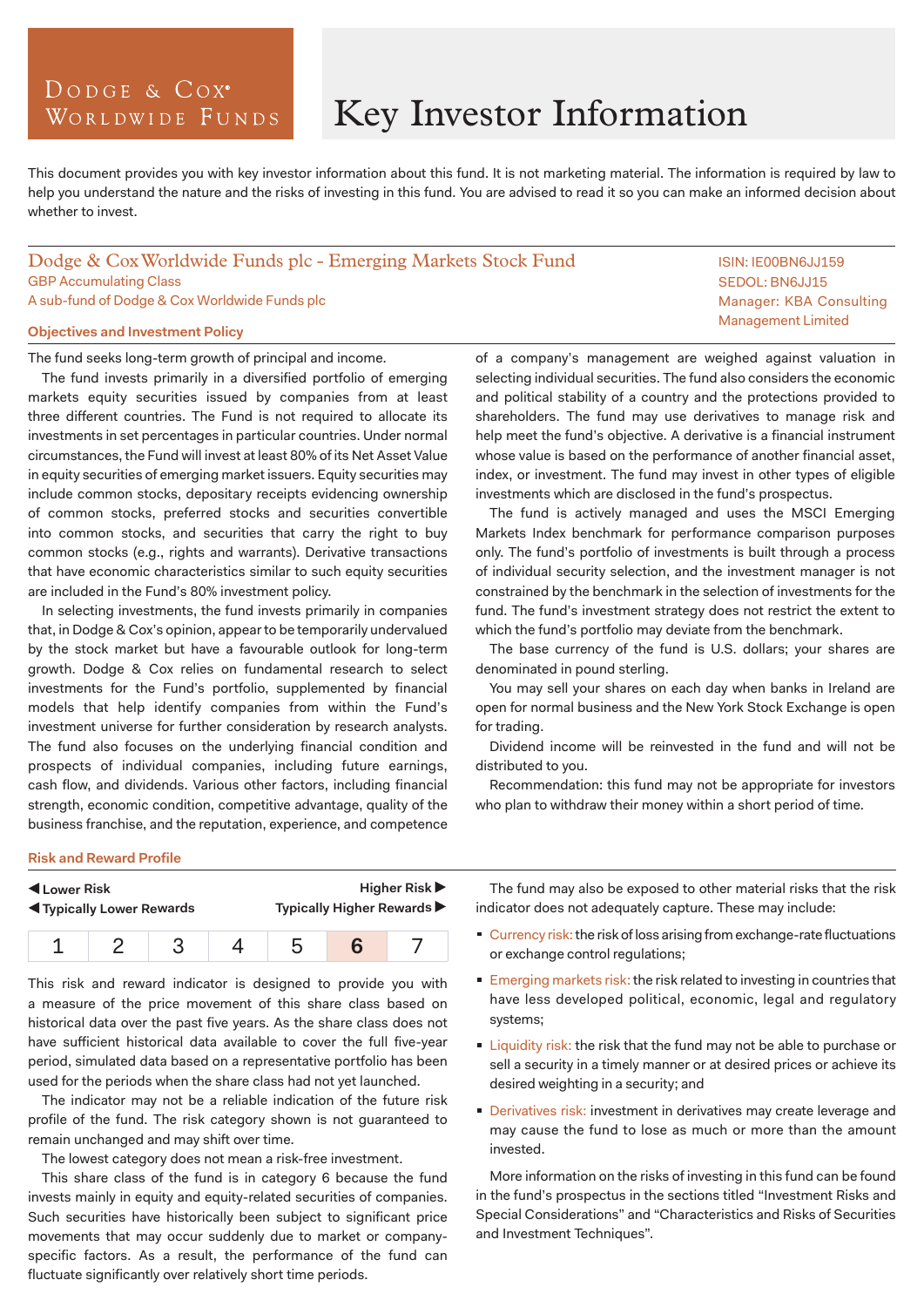# Key Investor Information

Dodge & Cox Worldwide Funds

This document provides you with key investor information about this fund. It is not marketing material. The information is required by law to help you understand the nature and the risks of investing in this fund. You are advised to read it so you can make an informed decision about whether to invest.

## Dodge & Cox Worldwide Funds plc - Emerging Markets Stock Fund

GBP Accumulating Class
A sub-fund of Dodge & Cox Worldwide Funds plc

ISIN: IE00BN6JJ159
SEDOL: BN6JJ15
Manager: KBA Consulting Management Limited

### Objectives and Investment Policy

The fund seeks long-term growth of principal and income.

The fund invests primarily in a diversified portfolio of emerging markets equity securities issued by companies from at least three different countries. The Fund is not required to allocate its investments in set percentages in particular countries. Under normal circumstances, the Fund will invest at least 80% of its Net Asset Value in equity securities of emerging market issuers. Equity securities may include common stocks, depositary receipts evidencing ownership of common stocks, preferred stocks and securities convertible into common stocks, and securities that carry the right to buy common stocks (e.g., rights and warrants). Derivative transactions that have economic characteristics similar to such equity securities are included in the Fund's 80% investment policy.

In selecting investments, the fund invests primarily in companies that, in Dodge & Cox's opinion, appear to be temporarily undervalued by the stock market but have a favourable outlook for long-term growth. Dodge & Cox relies on fundamental research to select investments for the Fund's portfolio, supplemented by financial models that help identify companies from within the Fund's investment universe for further consideration by research analysts. The fund also focuses on the underlying financial condition and prospects of individual companies, including future earnings, cash flow, and dividends. Various other factors, including financial strength, economic condition, competitive advantage, quality of the business franchise, and the reputation, experience, and competence of a company's management are weighed against valuation in selecting individual securities. The fund also considers the economic and political stability of a country and the protections provided to shareholders. The fund may use derivatives to manage risk and help meet the fund's objective. A derivative is a financial instrument whose value is based on the performance of another financial asset, index, or investment. The fund may invest in other types of eligible investments which are disclosed in the fund's prospectus.

The fund is actively managed and uses the MSCI Emerging Markets Index benchmark for performance comparison purposes only. The fund's portfolio of investments is built through a process of individual security selection, and the investment manager is not constrained by the benchmark in the selection of investments for the fund. The fund's investment strategy does not restrict the extent to which the fund's portfolio may deviate from the benchmark.

The base currency of the fund is U.S. dollars; your shares are denominated in pound sterling.

You may sell your shares on each day when banks in Ireland are open for normal business and the New York Stock Exchange is open for trading.

Dividend income will be reinvested in the fund and will not be distributed to you.

Recommendation: this fund may not be appropriate for investors who plan to withdraw their money within a short period of time.

### Risk and Reward Profile

◀ Lower Risk — Higher Risk ▶
◀ Typically Lower Rewards — Typically Higher Rewards ▶

| 1 | 2 | 3 | 4 | 5 | **6** | 7 |
|---|---|---|---|---|---|---|

This risk and reward indicator is designed to provide you with a measure of the price movement of this share class based on historical data over the past five years. As the share class does not have sufficient historical data available to cover the full five-year period, simulated data based on a representative portfolio has been used for the periods when the share class had not yet launched.

The indicator may not be a reliable indication of the future risk profile of the fund. The risk category shown is not guaranteed to remain unchanged and may shift over time.

The lowest category does not mean a risk-free investment.

This share class of the fund is in category 6 because the fund invests mainly in equity and equity-related securities of companies. Such securities have historically been subject to significant price movements that may occur suddenly due to market or company-specific factors. As a result, the performance of the fund can fluctuate significantly over relatively short time periods.

The fund may also be exposed to other material risks that the risk indicator does not adequately capture. These may include:

- Currency risk: the risk of loss arising from exchange-rate fluctuations or exchange control regulations;
- Emerging markets risk: the risk related to investing in countries that have less developed political, economic, legal and regulatory systems;
- Liquidity risk: the risk that the fund may not be able to purchase or sell a security in a timely manner or at desired prices or achieve its desired weighting in a security; and
- Derivatives risk: investment in derivatives may create leverage and may cause the fund to lose as much or more than the amount invested.

More information on the risks of investing in this fund can be found in the fund's prospectus in the sections titled "Investment Risks and Special Considerations" and "Characteristics and Risks of Securities and Investment Techniques".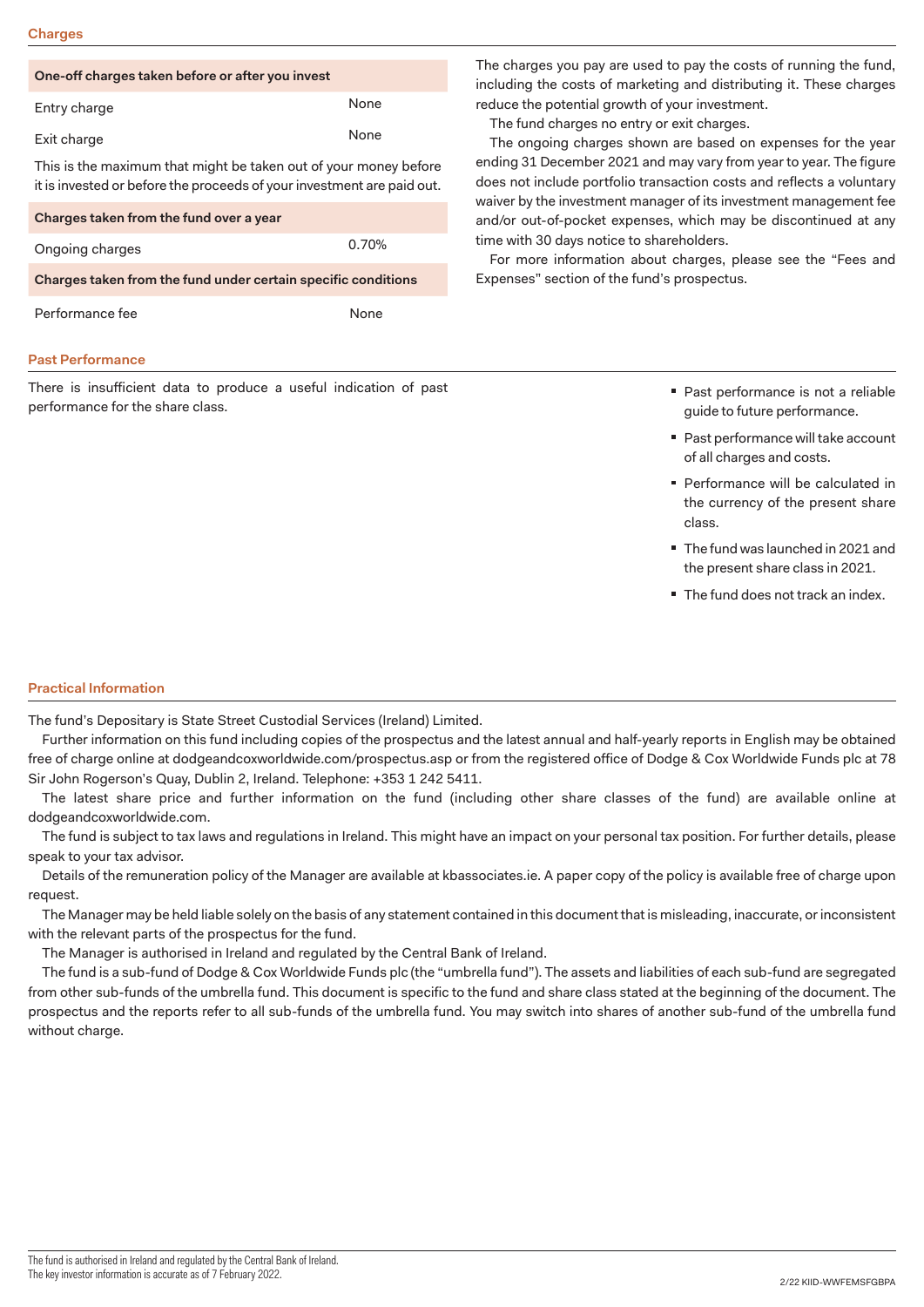## Charges

| One-off charges taken before or after you invest | |
| --- | --- |
| Entry charge | None |
| Exit charge | None |
| This is the maximum that might be taken out of your money before it is invested or before the proceeds of your investment are paid out. | |
| **Charges taken from the fund over a year** | |
| Ongoing charges | 0.70% |
| **Charges taken from the fund under certain specific conditions** | |
| Performance fee | None |

The charges you pay are used to pay the costs of running the fund, including the costs of marketing and distributing it. These charges reduce the potential growth of your investment.

The fund charges no entry or exit charges.

The ongoing charges shown are based on expenses for the year ending 31 December 2021 and may vary from year to year. The figure does not include portfolio transaction costs and reflects a voluntary waiver by the investment manager of its investment management fee and/or out-of-pocket expenses, which may be discontinued at any time with 30 days notice to shareholders.

For more information about charges, please see the "Fees and Expenses" section of the fund's prospectus.

## Past Performance

There is insufficient data to produce a useful indication of past performance for the share class.

- Past performance is not a reliable guide to future performance.
- Past performance will take account of all charges and costs.
- Performance will be calculated in the currency of the present share class.
- The fund was launched in 2021 and the present share class in 2021.
- The fund does not track an index.

## Practical Information

The fund's Depositary is State Street Custodial Services (Ireland) Limited.

Further information on this fund including copies of the prospectus and the latest annual and half-yearly reports in English may be obtained free of charge online at dodgeandcoxworldwide.com/prospectus.asp or from the registered office of Dodge & Cox Worldwide Funds plc at 78 Sir John Rogerson's Quay, Dublin 2, Ireland. Telephone: +353 1 242 5411.

The latest share price and further information on the fund (including other share classes of the fund) are available online at dodgeandcoxworldwide.com.

The fund is subject to tax laws and regulations in Ireland. This might have an impact on your personal tax position. For further details, please speak to your tax advisor.

Details of the remuneration policy of the Manager are available at kbassociates.ie. A paper copy of the policy is available free of charge upon request.

The Manager may be held liable solely on the basis of any statement contained in this document that is misleading, inaccurate, or inconsistent with the relevant parts of the prospectus for the fund.

The Manager is authorised in Ireland and regulated by the Central Bank of Ireland.

The fund is a sub-fund of Dodge & Cox Worldwide Funds plc (the "umbrella fund"). The assets and liabilities of each sub-fund are segregated from other sub-funds of the umbrella fund. This document is specific to the fund and share class stated at the beginning of the document. The prospectus and the reports refer to all sub-funds of the umbrella fund. You may switch into shares of another sub-fund of the umbrella fund without charge.

The fund is authorised in Ireland and regulated by the Central Bank of Ireland.
The key investor information is accurate as of 7 February 2022.

2/22 KIID-WWFEMSFGBPA